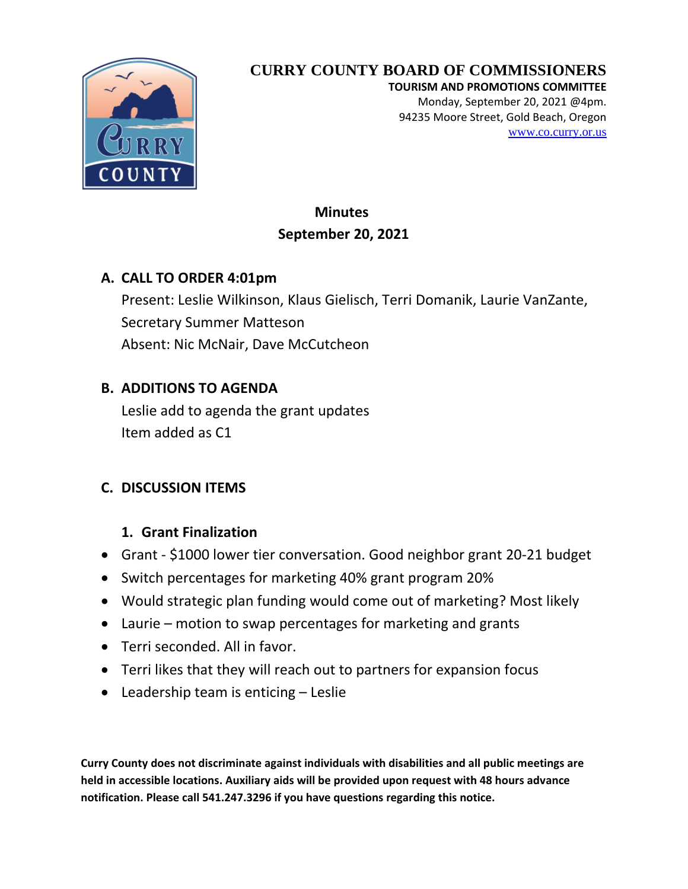# CURRY COUNTY BOARD OF COMMISSIONERS

**TOURISM AND PROMOTIONS COMMITTEE**
Monday, September 20, 2021 @4pm.
94235 Moore Street, Gold Beach, Oregon
www.co.curry.or.us

**Minutes**
**September 20, 2021**

## A. CALL TO ORDER 4:01pm

Present: Leslie Wilkinson, Klaus Gielisch, Terri Domanik, Laurie VanZante, Secretary Summer Matteson
Absent: Nic McNair, Dave McCutcheon

## B. ADDITIONS TO AGENDA

Leslie add to agenda the grant updates
Item added as C1

## C. DISCUSSION ITEMS

### 1. Grant Finalization

- Grant - $1000 lower tier conversation. Good neighbor grant 20-21 budget
- Switch percentages for marketing 40% grant program 20%
- Would strategic plan funding would come out of marketing? Most likely
- Laurie – motion to swap percentages for marketing and grants
- Terri seconded. All in favor.
- Terri likes that they will reach out to partners for expansion focus
- Leadership team is enticing – Leslie

**Curry County does not discriminate against individuals with disabilities and all public meetings are held in accessible locations. Auxiliary aids will be provided upon request with 48 hours advance notification. Please call 541.247.3296 if you have questions regarding this notice.**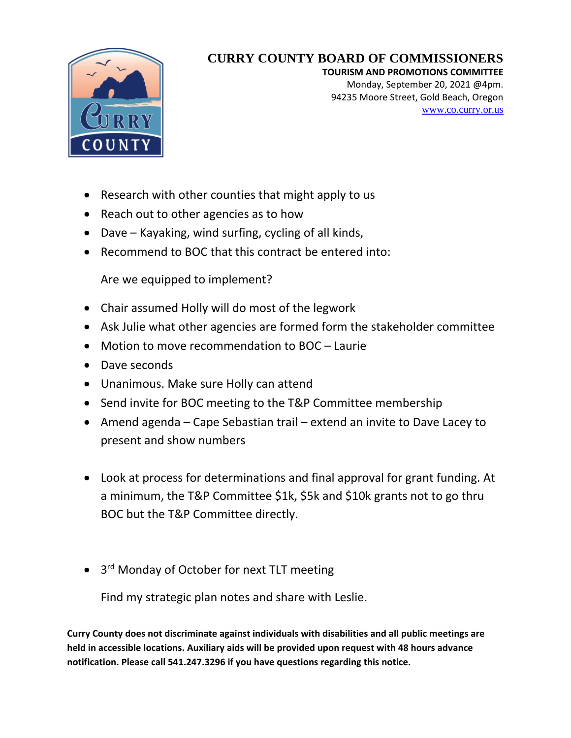# CURRY COUNTY BOARD OF COMMISSIONERS

**TOURISM AND PROMOTIONS COMMITTEE**

Monday, September 20, 2021 @4pm.

94235 Moore Street, Gold Beach, Oregon

www.co.curry.or.us

- Research with other counties that might apply to us
- Reach out to other agencies as to how
- Dave – Kayaking, wind surfing, cycling of all kinds,
- Recommend to BOC that this contract be entered into:

  Are we equipped to implement?

- Chair assumed Holly will do most of the legwork
- Ask Julie what other agencies are formed form the stakeholder committee
- Motion to move recommendation to BOC – Laurie
- Dave seconds
- Unanimous. Make sure Holly can attend
- Send invite for BOC meeting to the T&P Committee membership
- Amend agenda – Cape Sebastian trail – extend an invite to Dave Lacey to present and show numbers

- Look at process for determinations and final approval for grant funding. At a minimum, the T&P Committee $1k, $5k and $10k grants not to go thru BOC but the T&P Committee directly.

- 3rd Monday of October for next TLT meeting

  Find my strategic plan notes and share with Leslie.

**Curry County does not discriminate against individuals with disabilities and all public meetings are held in accessible locations. Auxiliary aids will be provided upon request with 48 hours advance notification. Please call 541.247.3296 if you have questions regarding this notice.**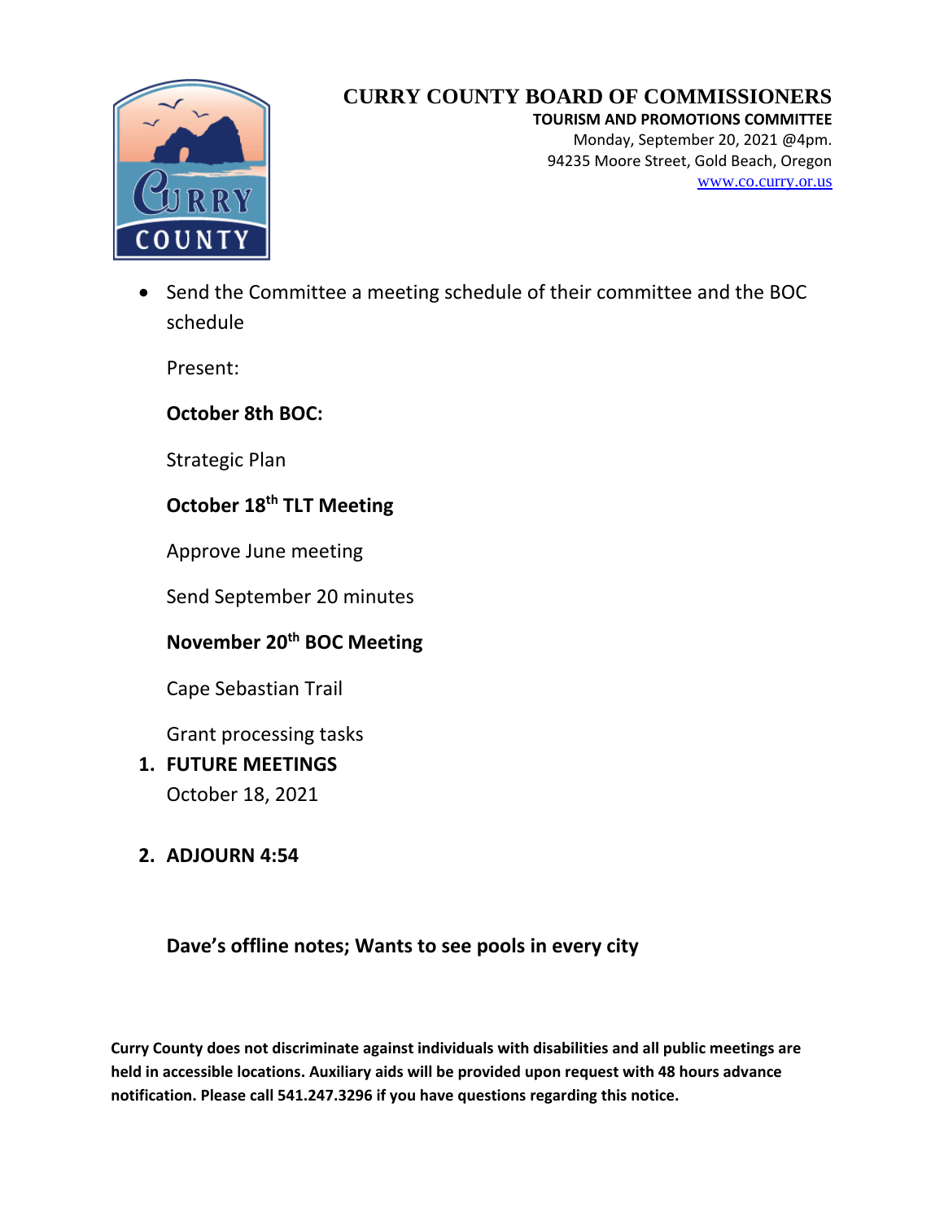# CURRY COUNTY BOARD OF COMMISSIONERS

**TOURISM AND PROMOTIONS COMMITTEE**
Monday, September 20, 2021 @4pm.
94235 Moore Street, Gold Beach, Oregon
www.co.curry.or.us

- Send the Committee a meeting schedule of their committee and the BOC schedule

  Present:

  **October 8th BOC:**

  Strategic Plan

  **October 18th TLT Meeting**

  Approve June meeting

  Send September 20 minutes

  **November 20th BOC Meeting**

  Cape Sebastian Trail

  Grant processing tasks

1. **FUTURE MEETINGS**
   October 18, 2021

2. **ADJOURN 4:54**

**Dave's offline notes; Wants to see pools in every city**

**Curry County does not discriminate against individuals with disabilities and all public meetings are held in accessible locations. Auxiliary aids will be provided upon request with 48 hours advance notification. Please call 541.247.3296 if you have questions regarding this notice.**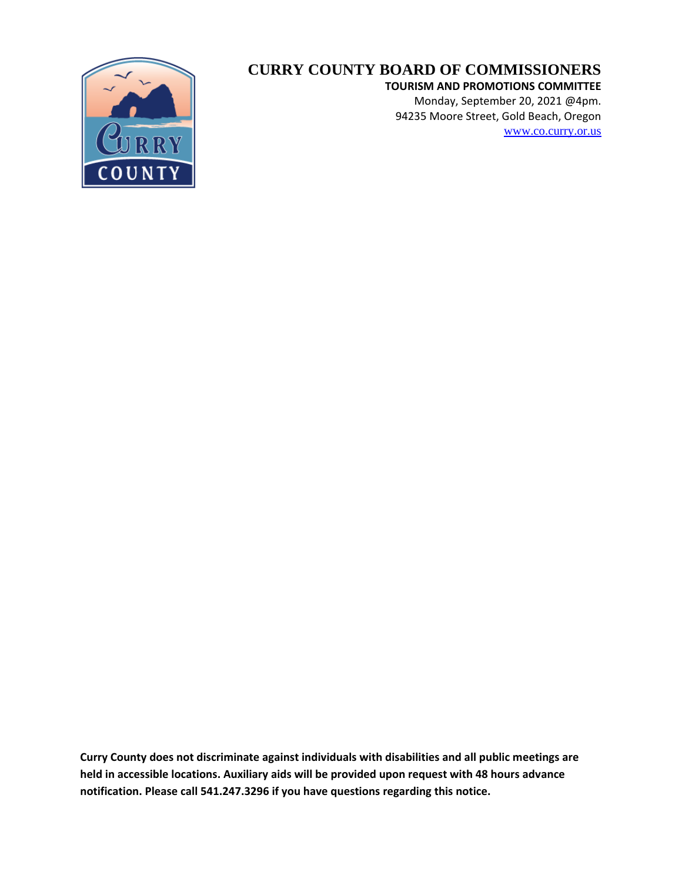# CURRY COUNTY BOARD OF COMMISSIONERS

**TOURISM AND PROMOTIONS COMMITTEE**

Monday, September 20, 2021 @4pm.

94235 Moore Street, Gold Beach, Oregon

www.co.curry.or.us

**Curry County does not discriminate against individuals with disabilities and all public meetings are held in accessible locations. Auxiliary aids will be provided upon request with 48 hours advance notification. Please call 541.247.3296 if you have questions regarding this notice.**